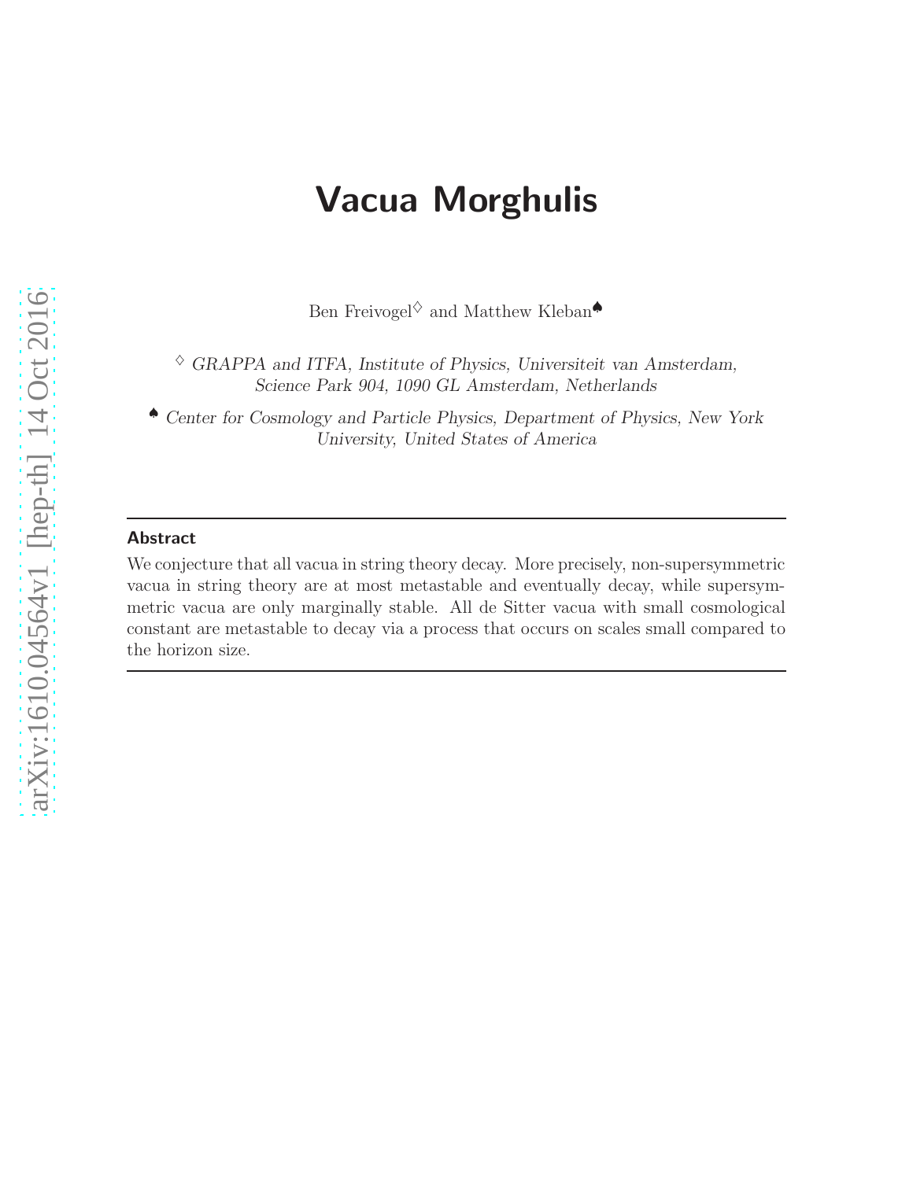# Vacua Morghulis

Ben Freivogel[♢] and Matthew Kleban[♠]

[♢] *GRAPPA and ITFA, Institute of Physics, Universiteit van Amsterdam, Science Park 904, 1090 GL Amsterdam, Netherlands*

[♠] *Center for Cosmology and Particle Physics, Department of Physics, New York University, United States of America*

## Abstract

We conjecture that all vacua in string theory decay. More precisely, non-supersymmetric vacua in string theory are at most metastable and eventually decay, while supersymmetric vacua are only marginally stable. All de Sitter vacua with small cosmological constant are metastable to decay via a process that occurs on scales small compared to the horizon size.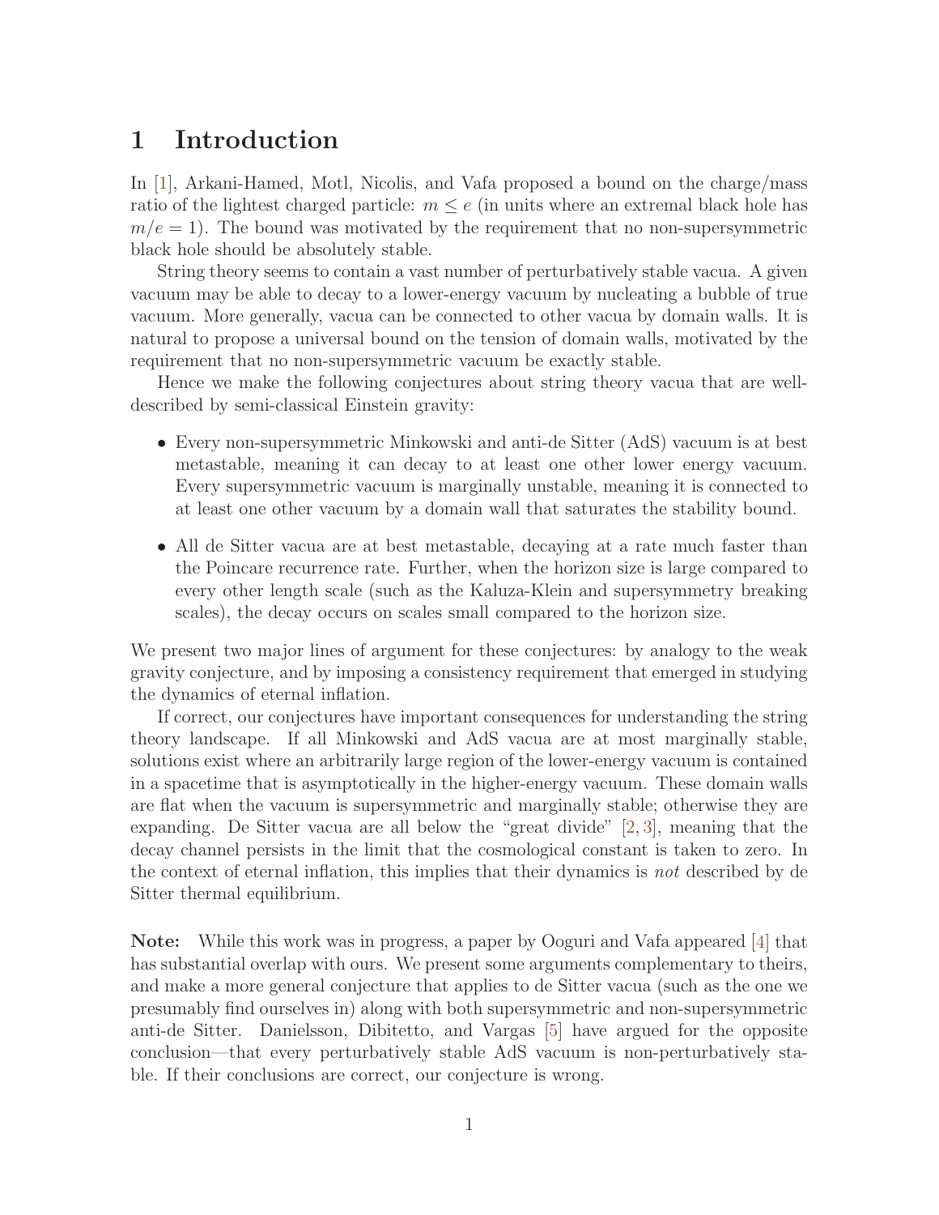# 1 Introduction

In [1], Arkani-Hamed, Motl, Nicolis, and Vafa proposed a bound on the charge/mass ratio of the lightest charged particle: $m \leq e$ (in units where an extremal black hole has $m/e = 1$). The bound was motivated by the requirement that no non-supersymmetric black hole should be absolutely stable.

String theory seems to contain a vast number of perturbatively stable vacua. A given vacuum may be able to decay to a lower-energy vacuum by nucleating a bubble of true vacuum. More generally, vacua can be connected to other vacua by domain walls. It is natural to propose a universal bound on the tension of domain walls, motivated by the requirement that no non-supersymmetric vacuum be exactly stable.

Hence we make the following conjectures about string theory vacua that are well-described by semi-classical Einstein gravity:

- Every non-supersymmetric Minkowski and anti-de Sitter (AdS) vacuum is at best metastable, meaning it can decay to at least one other lower energy vacuum. Every supersymmetric vacuum is marginally unstable, meaning it is connected to at least one other vacuum by a domain wall that saturates the stability bound.
- All de Sitter vacua are at best metastable, decaying at a rate much faster than the Poincare recurrence rate. Further, when the horizon size is large compared to every other length scale (such as the Kaluza-Klein and supersymmetry breaking scales), the decay occurs on scales small compared to the horizon size.

We present two major lines of argument for these conjectures: by analogy to the weak gravity conjecture, and by imposing a consistency requirement that emerged in studying the dynamics of eternal inflation.

If correct, our conjectures have important consequences for understanding the string theory landscape. If all Minkowski and AdS vacua are at most marginally stable, solutions exist where an arbitrarily large region of the lower-energy vacuum is contained in a spacetime that is asymptotically in the higher-energy vacuum. These domain walls are flat when the vacuum is supersymmetric and marginally stable; otherwise they are expanding. De Sitter vacua are all below the "great divide" [2, 3], meaning that the decay channel persists in the limit that the cosmological constant is taken to zero. In the context of eternal inflation, this implies that their dynamics is *not* described by de Sitter thermal equilibrium.

**Note:** While this work was in progress, a paper by Ooguri and Vafa appeared [4] that has substantial overlap with ours. We present some arguments complementary to theirs, and make a more general conjecture that applies to de Sitter vacua (such as the one we presumably find ourselves in) along with both supersymmetric and non-supersymmetric anti-de Sitter. Danielsson, Dibitetto, and Vargas [5] have argued for the opposite conclusion—that every perturbatively stable AdS vacuum is non-perturbatively stable. If their conclusions are correct, our conjecture is wrong.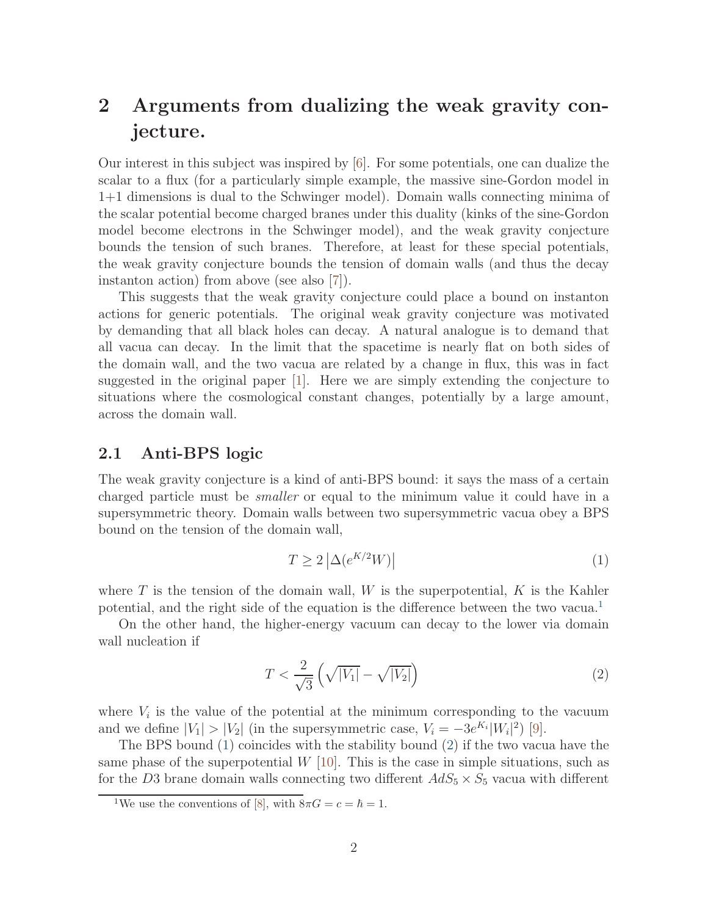# 2 Arguments from dualizing the weak gravity conjecture.

Our interest in this subject was inspired by [6]. For some potentials, one can dualize the scalar to a flux (for a particularly simple example, the massive sine-Gordon model in 1+1 dimensions is dual to the Schwinger model). Domain walls connecting minima of the scalar potential become charged branes under this duality (kinks of the sine-Gordon model become electrons in the Schwinger model), and the weak gravity conjecture bounds the tension of such branes. Therefore, at least for these special potentials, the weak gravity conjecture bounds the tension of domain walls (and thus the decay instanton action) from above (see also [7]).

This suggests that the weak gravity conjecture could place a bound on instanton actions for generic potentials. The original weak gravity conjecture was motivated by demanding that all black holes can decay. A natural analogue is to demand that all vacua can decay. In the limit that the spacetime is nearly flat on both sides of the domain wall, and the two vacua are related by a change in flux, this was in fact suggested in the original paper [1]. Here we are simply extending the conjecture to situations where the cosmological constant changes, potentially by a large amount, across the domain wall.

## 2.1 Anti-BPS logic

The weak gravity conjecture is a kind of anti-BPS bound: it says the mass of a certain charged particle must be *smaller* or equal to the minimum value it could have in a supersymmetric theory. Domain walls between two supersymmetric vacua obey a BPS bound on the tension of the domain wall,

$$T \geq 2\left|\Delta(e^{K/2}W)\right| \tag{1}$$

where $T$ is the tension of the domain wall, $W$ is the superpotential, $K$ is the Kahler potential, and the right side of the equation is the difference between the two vacua.[1]

On the other hand, the higher-energy vacuum can decay to the lower via domain wall nucleation if

$$T < \frac{2}{\sqrt{3}}\left(\sqrt{|V_1|} - \sqrt{|V_2|}\right) \tag{2}$$

where $V_i$ is the value of the potential at the minimum corresponding to the vacuum and we define $|V_1| > |V_2|$ (in the supersymmetric case, $V_i = -3e^{K_i}|W_i|^2$) [9].

The BPS bound (1) coincides with the stability bound (2) if the two vacua have the same phase of the superpotential $W$ [10]. This is the case in simple situations, such as for the $D3$ brane domain walls connecting two different $AdS_5 \times S_5$ vacua with different

[1] We use the conventions of [8], with $8\pi G = c = \hbar = 1$.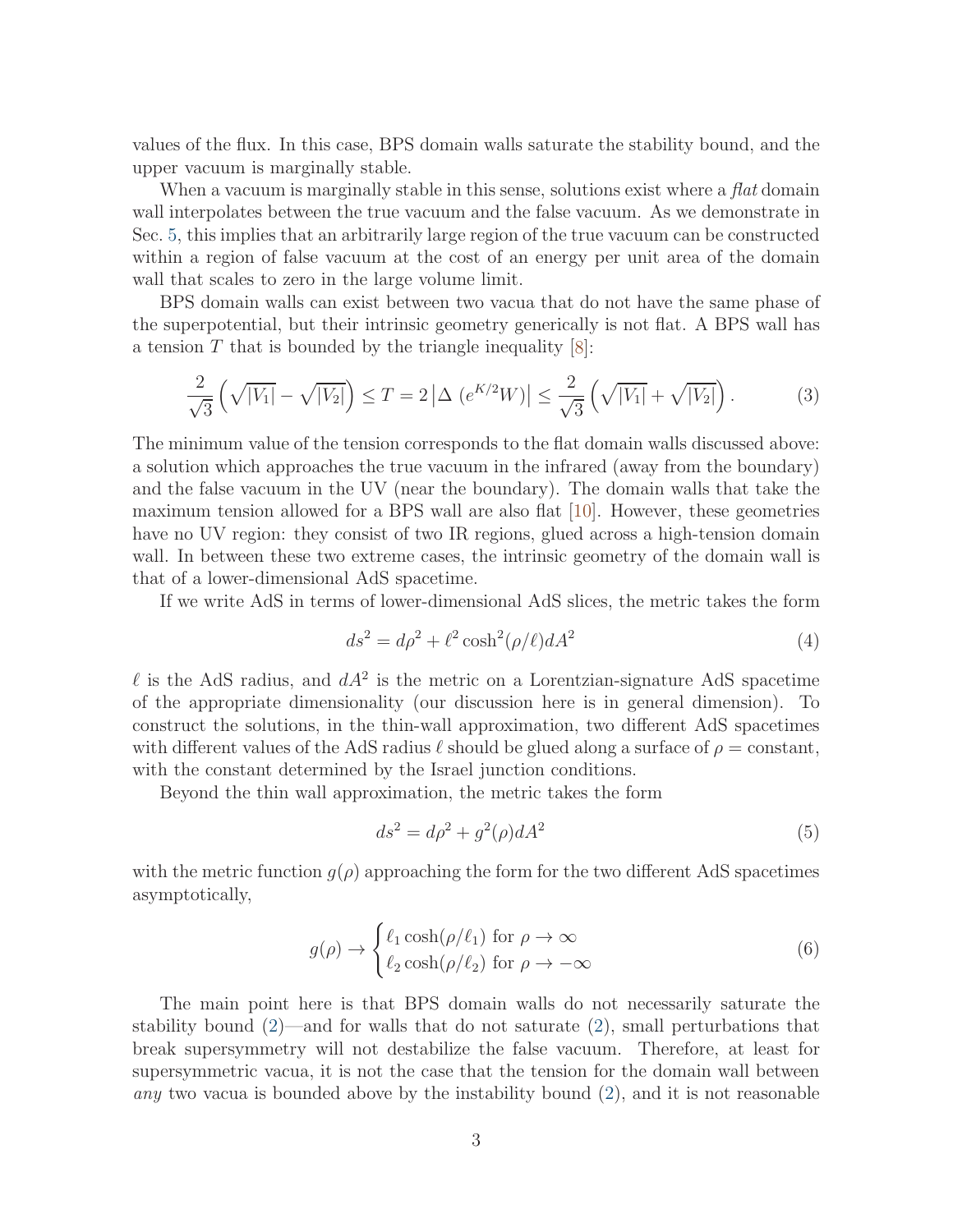values of the flux. In this case, BPS domain walls saturate the stability bound, and the upper vacuum is marginally stable.

When a vacuum is marginally stable in this sense, solutions exist where a *flat* domain wall interpolates between the true vacuum and the false vacuum. As we demonstrate in Sec. 5, this implies that an arbitrarily large region of the true vacuum can be constructed within a region of false vacuum at the cost of an energy per unit area of the domain wall that scales to zero in the large volume limit.

BPS domain walls can exist between two vacua that do not have the same phase of the superpotential, but their intrinsic geometry generically is not flat. A BPS wall has a tension $T$ that is bounded by the triangle inequality [8]:

$$\frac{2}{\sqrt{3}}\left(\sqrt{|V_1|}-\sqrt{|V_2|}\right) \leq T = 2\left|\Delta\ (e^{K/2}W)\right| \leq \frac{2}{\sqrt{3}}\left(\sqrt{|V_1|}+\sqrt{|V_2|}\right). \tag{3}$$

The minimum value of the tension corresponds to the flat domain walls discussed above: a solution which approaches the true vacuum in the infrared (away from the boundary) and the false vacuum in the UV (near the boundary). The domain walls that take the maximum tension allowed for a BPS wall are also flat [10]. However, these geometries have no UV region: they consist of two IR regions, glued across a high-tension domain wall. In between these two extreme cases, the intrinsic geometry of the domain wall is that of a lower-dimensional AdS spacetime.

If we write AdS in terms of lower-dimensional AdS slices, the metric takes the form

$$ds^2 = d\rho^2 + \ell^2 \cosh^2(\rho/\ell) dA^2 \tag{4}$$

$\ell$ is the AdS radius, and $dA^2$ is the metric on a Lorentzian-signature AdS spacetime of the appropriate dimensionality (our discussion here is in general dimension). To construct the solutions, in the thin-wall approximation, two different AdS spacetimes with different values of the AdS radius $\ell$ should be glued along a surface of $\rho =$ constant, with the constant determined by the Israel junction conditions.

Beyond the thin wall approximation, the metric takes the form

$$ds^2 = d\rho^2 + g^2(\rho) dA^2 \tag{5}$$

with the metric function $g(\rho)$ approaching the form for the two different AdS spacetimes asymptotically,

$$g(\rho) \rightarrow \begin{cases} \ell_1 \cosh(\rho/\ell_1) \text{ for } \rho \rightarrow \infty \\ \ell_2 \cosh(\rho/\ell_2) \text{ for } \rho \rightarrow -\infty \end{cases} \tag{6}$$

The main point here is that BPS domain walls do not necessarily saturate the stability bound (2)—and for walls that do not saturate (2), small perturbations that break supersymmetry will not destabilize the false vacuum. Therefore, at least for supersymmetric vacua, it is not the case that the tension for the domain wall between *any* two vacua is bounded above by the instability bound (2), and it is not reasonable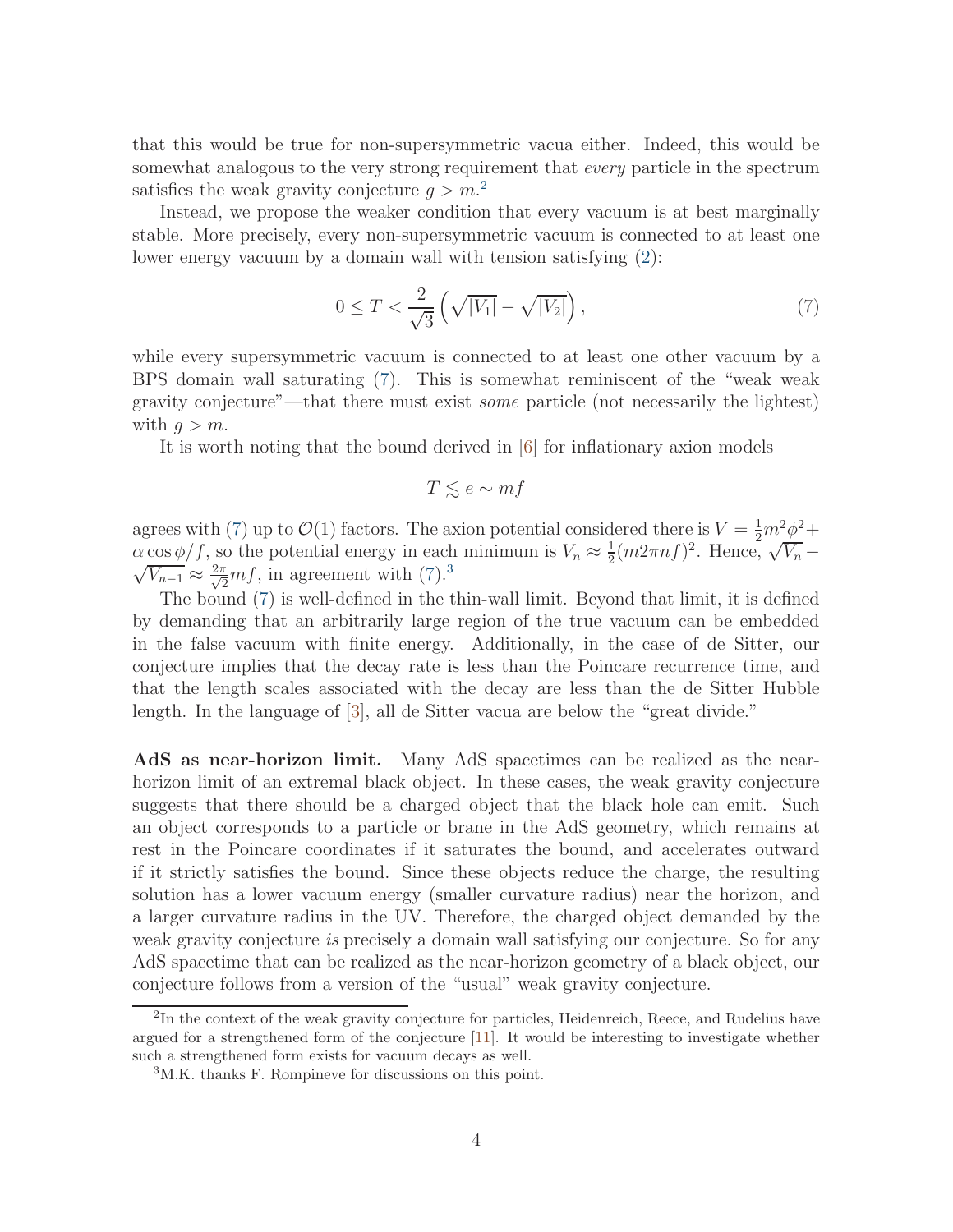that this would be true for non-supersymmetric vacua either. Indeed, this would be somewhat analogous to the very strong requirement that *every* particle in the spectrum satisfies the weak gravity conjecture $g > m$.[2]

Instead, we propose the weaker condition that every vacuum is at best marginally stable. More precisely, every non-supersymmetric vacuum is connected to at least one lower energy vacuum by a domain wall with tension satisfying (2):

$$0 \leq T < \frac{2}{\sqrt{3}} \left( \sqrt{|V_1|} - \sqrt{|V_2|} \right), \tag{7}$$

while every supersymmetric vacuum is connected to at least one other vacuum by a BPS domain wall saturating (7). This is somewhat reminiscent of the "weak weak gravity conjecture"—that there must exist *some* particle (not necessarily the lightest) with $g > m$.

It is worth noting that the bound derived in [6] for inflationary axion models

$$T \lesssim e \sim mf$$

agrees with (7) up to $\mathcal{O}(1)$ factors. The axion potential considered there is $V = \frac{1}{2}m^2\phi^2 + \alpha \cos \phi/f$, so the potential energy in each minimum is $V_n \approx \frac{1}{2}(m 2\pi n f)^2$. Hence, $\sqrt{V_n} - \sqrt{V_{n-1}} \approx \frac{2\pi}{\sqrt{2}} mf$, in agreement with (7).[3]

The bound (7) is well-defined in the thin-wall limit. Beyond that limit, it is defined by demanding that an arbitrarily large region of the true vacuum can be embedded in the false vacuum with finite energy. Additionally, in the case of de Sitter, our conjecture implies that the decay rate is less than the Poincare recurrence time, and that the length scales associated with the decay are less than the de Sitter Hubble length. In the language of [3], all de Sitter vacua are below the "great divide."

**AdS as near-horizon limit.** Many AdS spacetimes can be realized as the near-horizon limit of an extremal black object. In these cases, the weak gravity conjecture suggests that there should be a charged object that the black hole can emit. Such an object corresponds to a particle or brane in the AdS geometry, which remains at rest in the Poincare coordinates if it saturates the bound, and accelerates outward if it strictly satisfies the bound. Since these objects reduce the charge, the resulting solution has a lower vacuum energy (smaller curvature radius) near the horizon, and a larger curvature radius in the UV. Therefore, the charged object demanded by the weak gravity conjecture *is* precisely a domain wall satisfying our conjecture. So for any AdS spacetime that can be realized as the near-horizon geometry of a black object, our conjecture follows from a version of the "usual" weak gravity conjecture.

---

[2] In the context of the weak gravity conjecture for particles, Heidenreich, Reece, and Rudelius have argued for a strengthened form of the conjecture [11]. It would be interesting to investigate whether such a strengthened form exists for vacuum decays as well.

[3] M.K. thanks F. Rompineve for discussions on this point.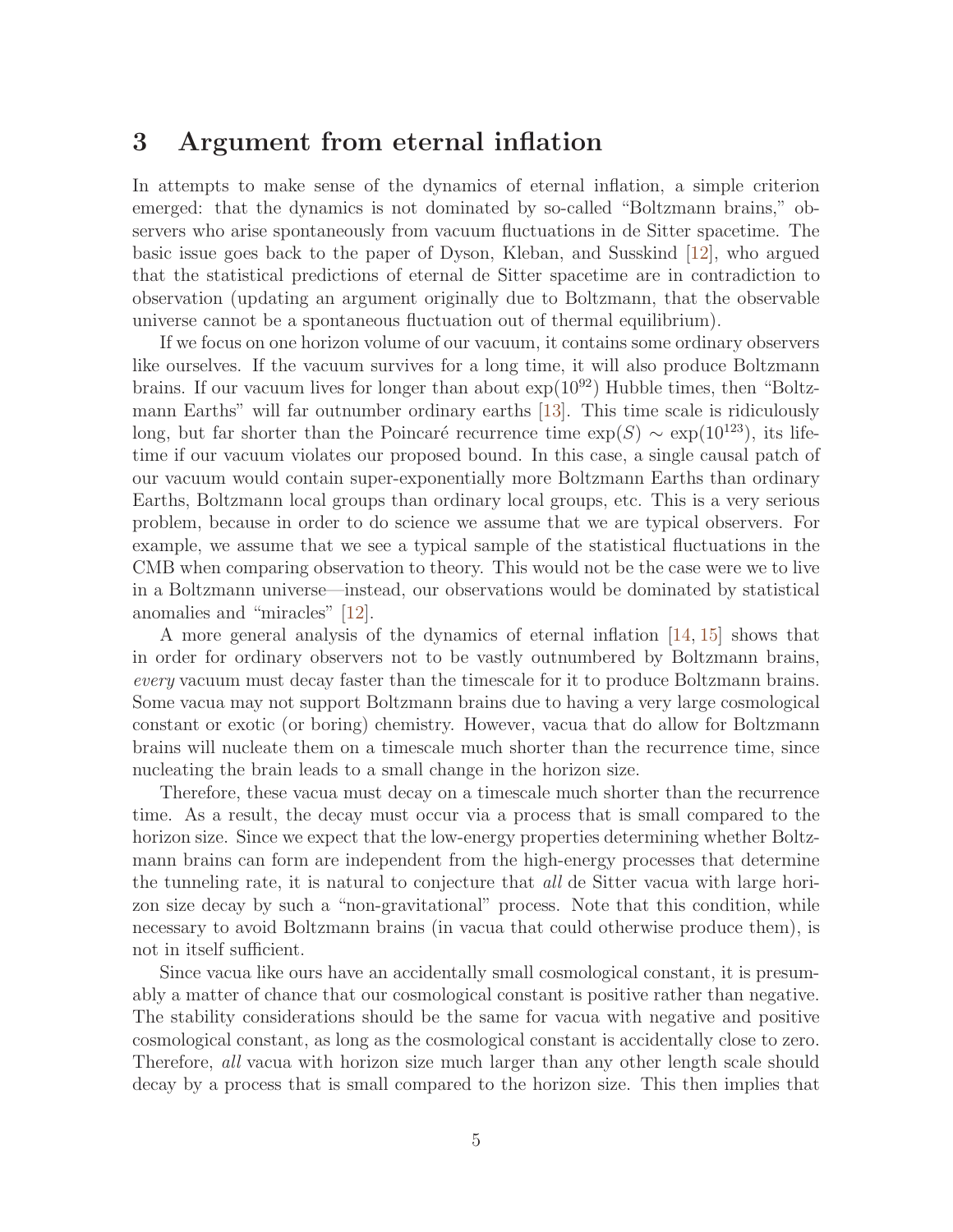## 3 Argument from eternal inflation

In attempts to make sense of the dynamics of eternal inflation, a simple criterion emerged: that the dynamics is not dominated by so-called "Boltzmann brains," observers who arise spontaneously from vacuum fluctuations in de Sitter spacetime. The basic issue goes back to the paper of Dyson, Kleban, and Susskind [12], who argued that the statistical predictions of eternal de Sitter spacetime are in contradiction to observation (updating an argument originally due to Boltzmann, that the observable universe cannot be a spontaneous fluctuation out of thermal equilibrium).

If we focus on one horizon volume of our vacuum, it contains some ordinary observers like ourselves. If the vacuum survives for a long time, it will also produce Boltzmann brains. If our vacuum lives for longer than about $\exp(10^{92})$ Hubble times, then "Boltzmann Earths" will far outnumber ordinary earths [13]. This time scale is ridiculously long, but far shorter than the Poincaré recurrence time $\exp(S) \sim \exp(10^{123})$, its lifetime if our vacuum violates our proposed bound. In this case, a single causal patch of our vacuum would contain super-exponentially more Boltzmann Earths than ordinary Earths, Boltzmann local groups than ordinary local groups, etc. This is a very serious problem, because in order to do science we assume that we are typical observers. For example, we assume that we see a typical sample of the statistical fluctuations in the CMB when comparing observation to theory. This would not be the case were we to live in a Boltzmann universe—instead, our observations would be dominated by statistical anomalies and "miracles" [12].

A more general analysis of the dynamics of eternal inflation [14, 15] shows that in order for ordinary observers not to be vastly outnumbered by Boltzmann brains, *every* vacuum must decay faster than the timescale for it to produce Boltzmann brains. Some vacua may not support Boltzmann brains due to having a very large cosmological constant or exotic (or boring) chemistry. However, vacua that do allow for Boltzmann brains will nucleate them on a timescale much shorter than the recurrence time, since nucleating the brain leads to a small change in the horizon size.

Therefore, these vacua must decay on a timescale much shorter than the recurrence time. As a result, the decay must occur via a process that is small compared to the horizon size. Since we expect that the low-energy properties determining whether Boltzmann brains can form are independent from the high-energy processes that determine the tunneling rate, it is natural to conjecture that *all* de Sitter vacua with large horizon size decay by such a "non-gravitational" process. Note that this condition, while necessary to avoid Boltzmann brains (in vacua that could otherwise produce them), is not in itself sufficient.

Since vacua like ours have an accidentally small cosmological constant, it is presumably a matter of chance that our cosmological constant is positive rather than negative. The stability considerations should be the same for vacua with negative and positive cosmological constant, as long as the cosmological constant is accidentally close to zero. Therefore, *all* vacua with horizon size much larger than any other length scale should decay by a process that is small compared to the horizon size. This then implies that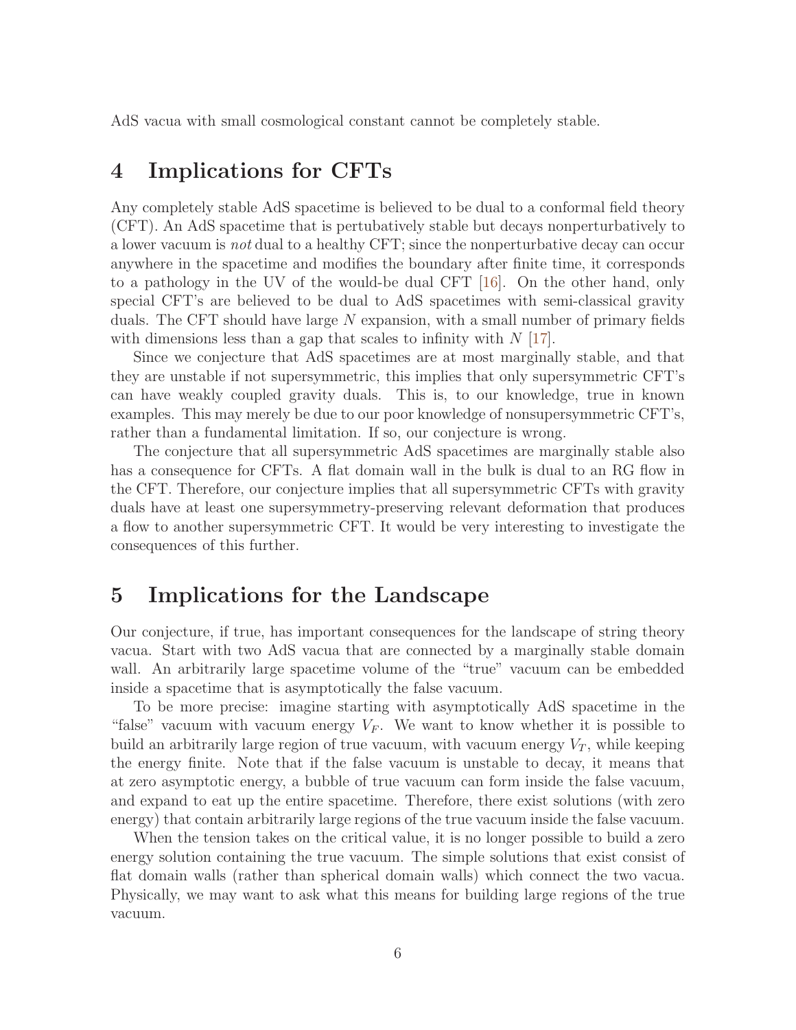AdS vacua with small cosmological constant cannot be completely stable.

# 4 Implications for CFTs

Any completely stable AdS spacetime is believed to be dual to a conformal field theory (CFT). An AdS spacetime that is pertubatively stable but decays nonperturbatively to a lower vacuum is *not* dual to a healthy CFT; since the nonperturbative decay can occur anywhere in the spacetime and modifies the boundary after finite time, it corresponds to a pathology in the UV of the would-be dual CFT [16]. On the other hand, only special CFT's are believed to be dual to AdS spacetimes with semi-classical gravity duals. The CFT should have large $N$ expansion, with a small number of primary fields with dimensions less than a gap that scales to infinity with $N$ [17].

Since we conjecture that AdS spacetimes are at most marginally stable, and that they are unstable if not supersymmetric, this implies that only supersymmetric CFT's can have weakly coupled gravity duals. This is, to our knowledge, true in known examples. This may merely be due to our poor knowledge of nonsupersymmetric CFT's, rather than a fundamental limitation. If so, our conjecture is wrong.

The conjecture that all supersymmetric AdS spacetimes are marginally stable also has a consequence for CFTs. A flat domain wall in the bulk is dual to an RG flow in the CFT. Therefore, our conjecture implies that all supersymmetric CFTs with gravity duals have at least one supersymmetry-preserving relevant deformation that produces a flow to another supersymmetric CFT. It would be very interesting to investigate the consequences of this further.

# 5 Implications for the Landscape

Our conjecture, if true, has important consequences for the landscape of string theory vacua. Start with two AdS vacua that are connected by a marginally stable domain wall. An arbitrarily large spacetime volume of the "true" vacuum can be embedded inside a spacetime that is asymptotically the false vacuum.

To be more precise: imagine starting with asymptotically AdS spacetime in the "false" vacuum with vacuum energy $V_F$. We want to know whether it is possible to build an arbitrarily large region of true vacuum, with vacuum energy $V_T$, while keeping the energy finite. Note that if the false vacuum is unstable to decay, it means that at zero asymptotic energy, a bubble of true vacuum can form inside the false vacuum, and expand to eat up the entire spacetime. Therefore, there exist solutions (with zero energy) that contain arbitrarily large regions of the true vacuum inside the false vacuum.

When the tension takes on the critical value, it is no longer possible to build a zero energy solution containing the true vacuum. The simple solutions that exist consist of flat domain walls (rather than spherical domain walls) which connect the two vacua. Physically, we may want to ask what this means for building large regions of the true vacuum.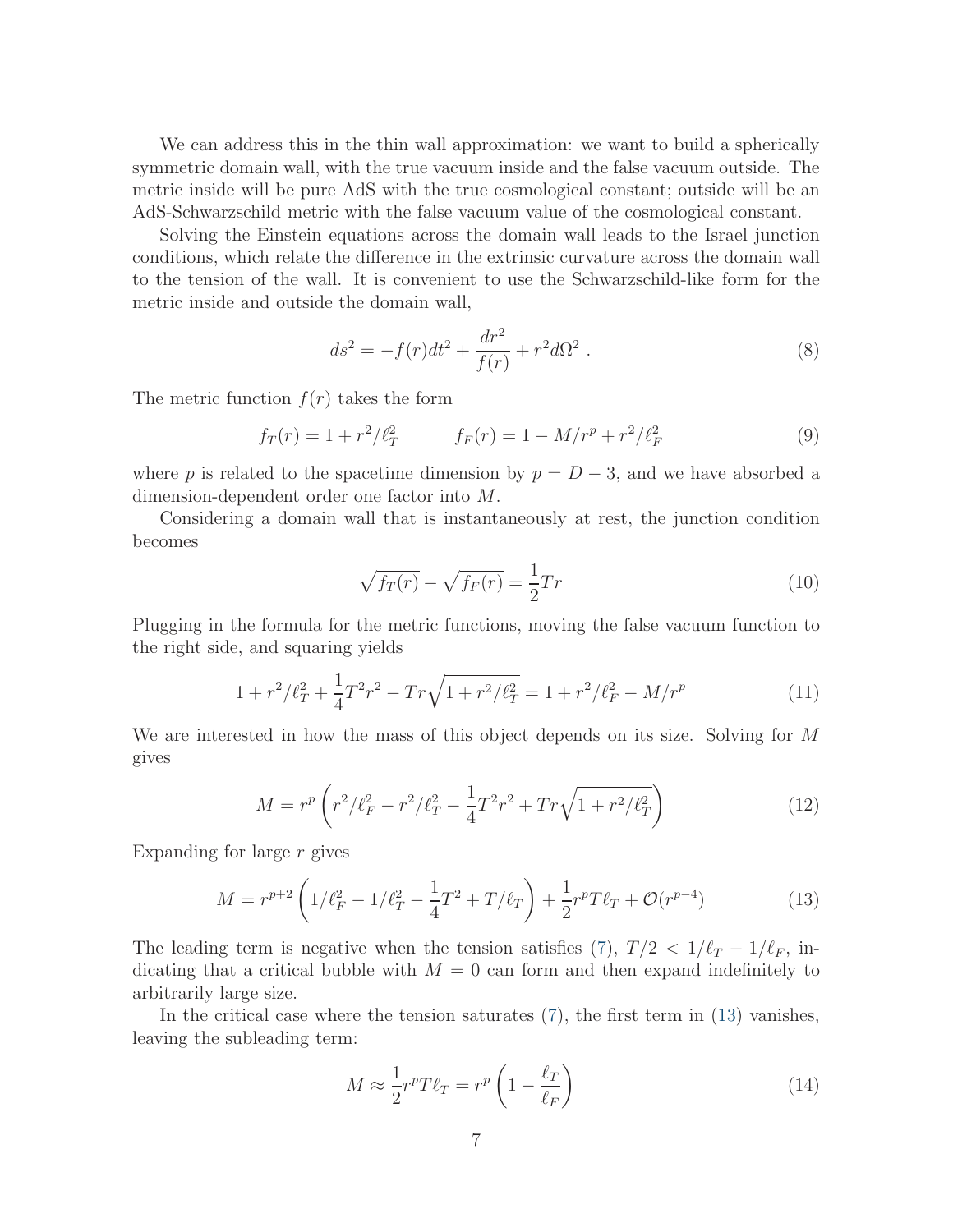We can address this in the thin wall approximation: we want to build a spherically symmetric domain wall, with the true vacuum inside and the false vacuum outside. The metric inside will be pure AdS with the true cosmological constant; outside will be an AdS-Schwarzschild metric with the false vacuum value of the cosmological constant.

Solving the Einstein equations across the domain wall leads to the Israel junction conditions, which relate the difference in the extrinsic curvature across the domain wall to the tension of the wall. It is convenient to use the Schwarzschild-like form for the metric inside and outside the domain wall,

$$ds^2 = -f(r)dt^2 + \frac{dr^2}{f(r)} + r^2 d\Omega^2 \; . \tag{8}$$

The metric function $f(r)$ takes the form

$$f_T(r) = 1 + r^2/\ell_T^2 \qquad\qquad f_F(r) = 1 - M/r^p + r^2/\ell_F^2 \tag{9}$$

where $p$ is related to the spacetime dimension by $p = D - 3$, and we have absorbed a dimension-dependent order one factor into $M$.

Considering a domain wall that is instantaneously at rest, the junction condition becomes

$$\sqrt{f_T(r)} - \sqrt{f_F(r)} = \frac{1}{2}Tr \tag{10}$$

Plugging in the formula for the metric functions, moving the false vacuum function to the right side, and squaring yields

$$1 + r^2/\ell_T^2 + \frac{1}{4}T^2r^2 - Tr\sqrt{1 + r^2/\ell_T^2} = 1 + r^2/\ell_F^2 - M/r^p \tag{11}$$

We are interested in how the mass of this object depends on its size. Solving for $M$ gives

$$M = r^p \left( r^2/\ell_F^2 - r^2/\ell_T^2 - \frac{1}{4}T^2r^2 + Tr\sqrt{1 + r^2/\ell_T^2} \right) \tag{12}$$

Expanding for large $r$ gives

$$M = r^{p+2}\left(1/\ell_F^2 - 1/\ell_T^2 - \frac{1}{4}T^2 + T/\ell_T\right) + \frac{1}{2}r^pT\ell_T + \mathcal{O}(r^{p-4}) \tag{13}$$

The leading term is negative when the tension satisfies (7), $T/2 < 1/\ell_T - 1/\ell_F$, indicating that a critical bubble with $M = 0$ can form and then expand indefinitely to arbitrarily large size.

In the critical case where the tension saturates (7), the first term in (13) vanishes, leaving the subleading term:

$$M \approx \frac{1}{2}r^pT\ell_T = r^p\left(1 - \frac{\ell_T}{\ell_F}\right) \tag{14}$$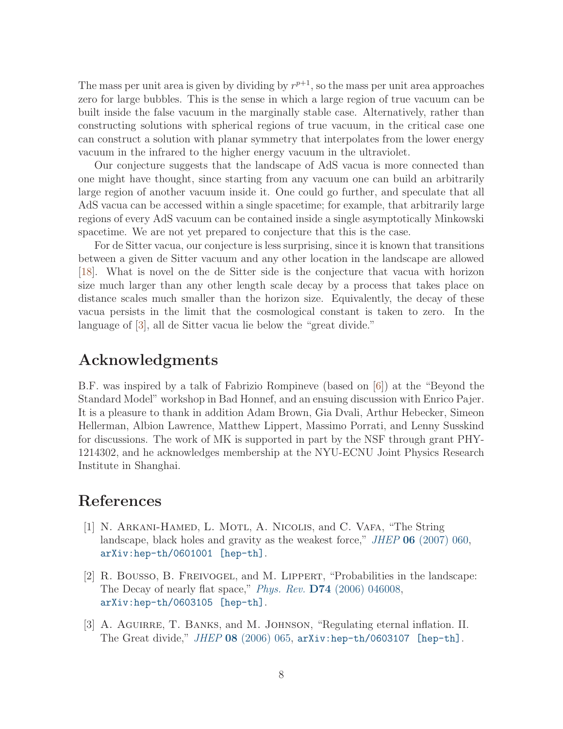The mass per unit area is given by dividing by $r^{p+1}$, so the mass per unit area approaches zero for large bubbles. This is the sense in which a large region of true vacuum can be built inside the false vacuum in the marginally stable case. Alternatively, rather than constructing solutions with spherical regions of true vacuum, in the critical case one can construct a solution with planar symmetry that interpolates from the lower energy vacuum in the infrared to the higher energy vacuum in the ultraviolet.

Our conjecture suggests that the landscape of AdS vacua is more connected than one might have thought, since starting from any vacuum one can build an arbitrarily large region of another vacuum inside it. One could go further, and speculate that all AdS vacua can be accessed within a single spacetime; for example, that arbitrarily large regions of every AdS vacuum can be contained inside a single asymptotically Minkowski spacetime. We are not yet prepared to conjecture that this is the case.

For de Sitter vacua, our conjecture is less surprising, since it is known that transitions between a given de Sitter vacuum and any other location in the landscape are allowed [18]. What is novel on the de Sitter side is the conjecture that vacua with horizon size much larger than any other length scale decay by a process that takes place on distance scales much smaller than the horizon size. Equivalently, the decay of these vacua persists in the limit that the cosmological constant is taken to zero. In the language of [3], all de Sitter vacua lie below the "great divide."

## Acknowledgments

B.F. was inspired by a talk of Fabrizio Rompineve (based on [6]) at the "Beyond the Standard Model" workshop in Bad Honnef, and an ensuing discussion with Enrico Pajer. It is a pleasure to thank in addition Adam Brown, Gia Dvali, Arthur Hebecker, Simeon Hellerman, Albion Lawrence, Matthew Lippert, Massimo Porrati, and Lenny Susskind for discussions. The work of MK is supported in part by the NSF through grant PHY-1214302, and he acknowledges membership at the NYU-ECNU Joint Physics Research Institute in Shanghai.

## References

[1] N. Arkani-Hamed, L. Motl, A. Nicolis, and C. Vafa, "The String landscape, black holes and gravity as the weakest force," *JHEP* **06** (2007) 060, arXiv:hep-th/0601001 [hep-th].

[2] R. Bousso, B. Freivogel, and M. Lippert, "Probabilities in the landscape: The Decay of nearly flat space," *Phys. Rev.* **D74** (2006) 046008, arXiv:hep-th/0603105 [hep-th].

[3] A. Aguirre, T. Banks, and M. Johnson, "Regulating eternal inflation. II. The Great divide," *JHEP* **08** (2006) 065, arXiv:hep-th/0603107 [hep-th].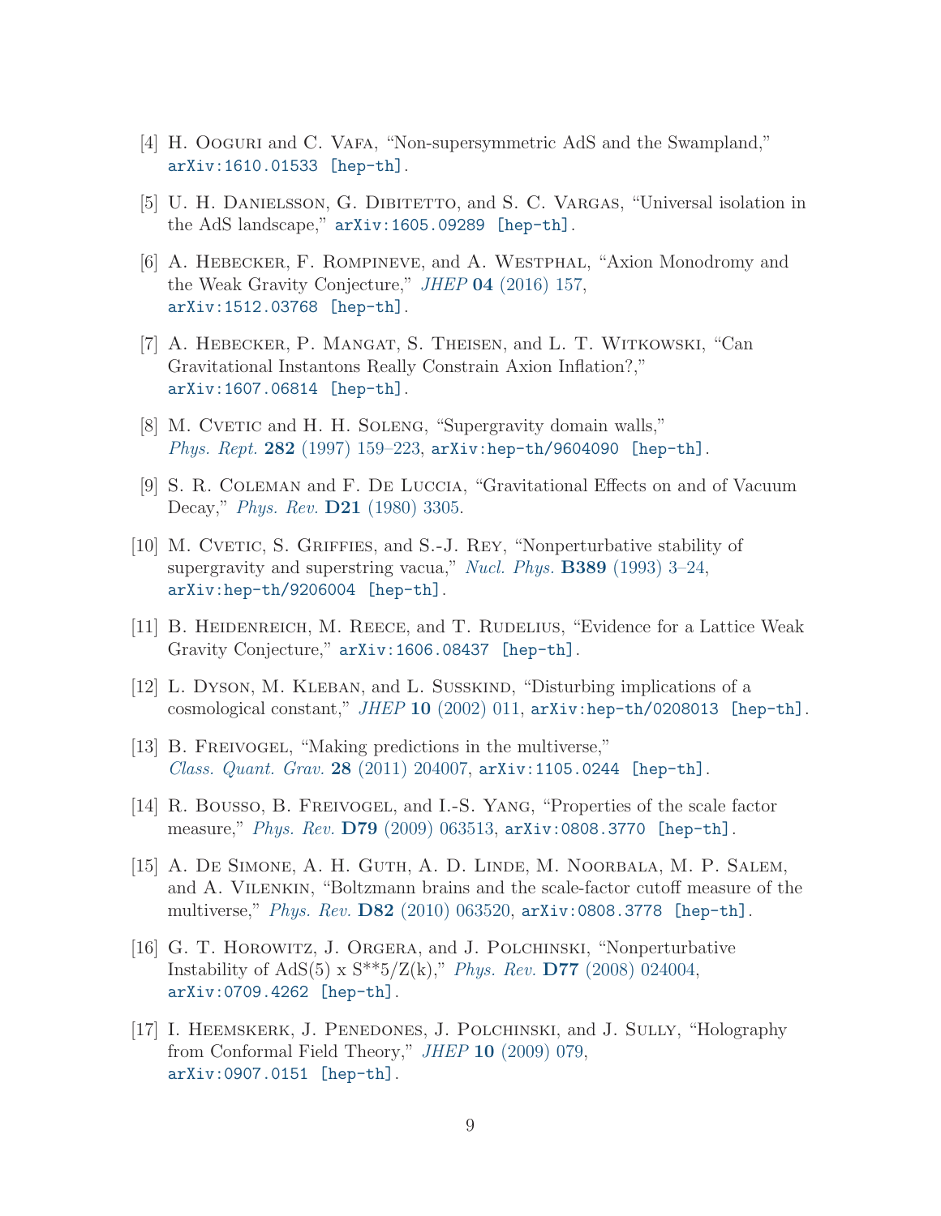[4] H. Ooguri and C. Vafa, “Non-supersymmetric AdS and the Swampland,” arXiv:1610.01533 [hep-th].

[5] U. H. Danielsson, G. Dibitetto, and S. C. Vargas, “Universal isolation in the AdS landscape,” arXiv:1605.09289 [hep-th].

[6] A. Hebecker, F. Rompineve, and A. Westphal, “Axion Monodromy and the Weak Gravity Conjecture,” *JHEP* **04** (2016) 157, arXiv:1512.03768 [hep-th].

[7] A. Hebecker, P. Mangat, S. Theisen, and L. T. Witkowski, “Can Gravitational Instantons Really Constrain Axion Inflation?,” arXiv:1607.06814 [hep-th].

[8] M. Cvetic and H. H. Soleng, “Supergravity domain walls,” *Phys. Rept.* **282** (1997) 159–223, arXiv:hep-th/9604090 [hep-th].

[9] S. R. Coleman and F. De Luccia, “Gravitational Effects on and of Vacuum Decay,” *Phys. Rev.* **D21** (1980) 3305.

[10] M. Cvetic, S. Griffies, and S.-J. Rey, “Nonperturbative stability of supergravity and superstring vacua,” *Nucl. Phys.* **B389** (1993) 3–24, arXiv:hep-th/9206004 [hep-th].

[11] B. Heidenreich, M. Reece, and T. Rudelius, “Evidence for a Lattice Weak Gravity Conjecture,” arXiv:1606.08437 [hep-th].

[12] L. Dyson, M. Kleban, and L. Susskind, “Disturbing implications of a cosmological constant,” *JHEP* **10** (2002) 011, arXiv:hep-th/0208013 [hep-th].

[13] B. Freivogel, “Making predictions in the multiverse,” *Class. Quant. Grav.* **28** (2011) 204007, arXiv:1105.0244 [hep-th].

[14] R. Bousso, B. Freivogel, and I.-S. Yang, “Properties of the scale factor measure,” *Phys. Rev.* **D79** (2009) 063513, arXiv:0808.3770 [hep-th].

[15] A. De Simone, A. H. Guth, A. D. Linde, M. Noorbala, M. P. Salem, and A. Vilenkin, “Boltzmann brains and the scale-factor cutoff measure of the multiverse,” *Phys. Rev.* **D82** (2010) 063520, arXiv:0808.3778 [hep-th].

[16] G. T. Horowitz, J. Orgera, and J. Polchinski, “Nonperturbative Instability of AdS(5) x S**5/Z(k),” *Phys. Rev.* **D77** (2008) 024004, arXiv:0709.4262 [hep-th].

[17] I. Heemskerk, J. Penedones, J. Polchinski, and J. Sully, “Holography from Conformal Field Theory,” *JHEP* **10** (2009) 079, arXiv:0907.0151 [hep-th].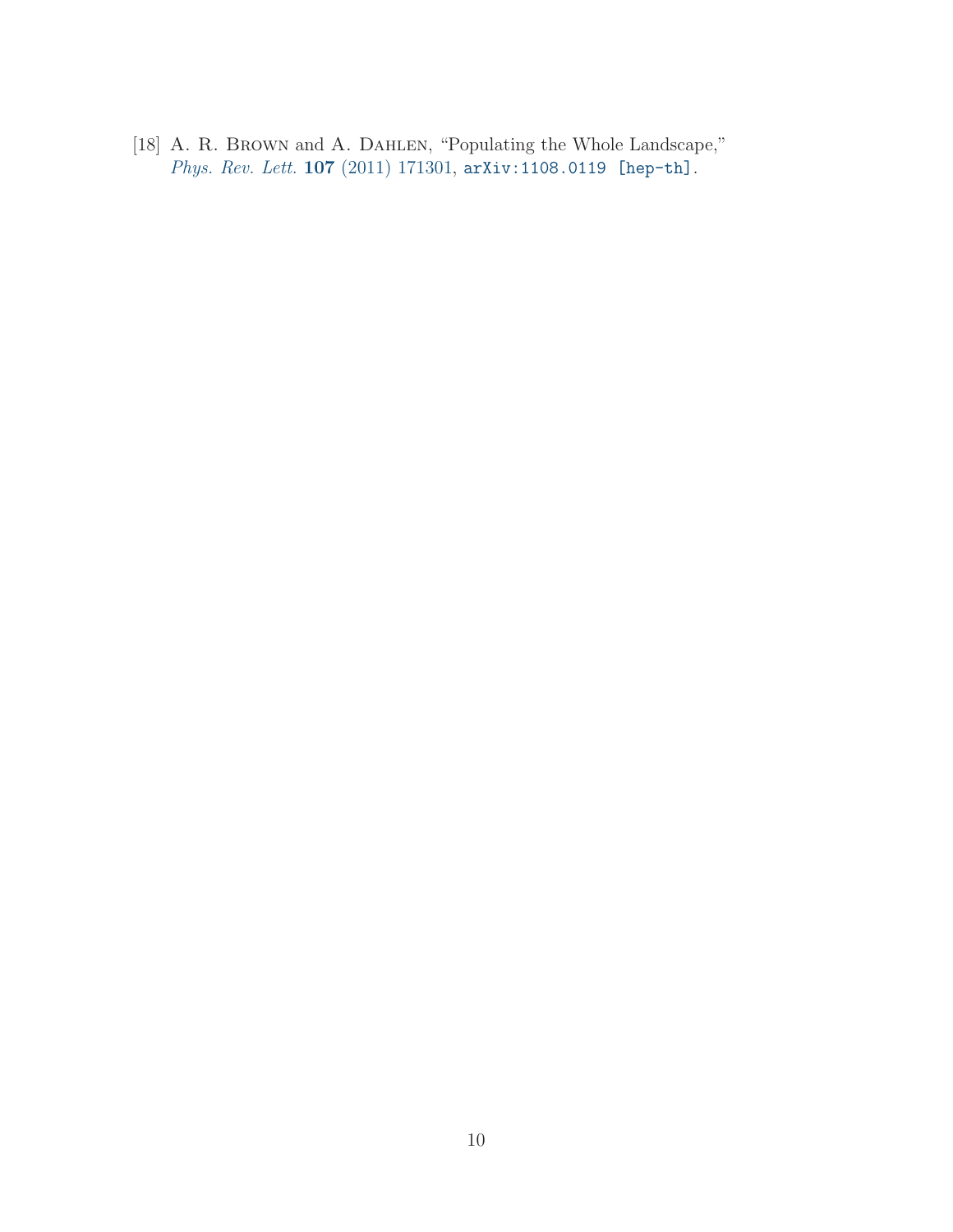[18] A. R. Brown and A. Dahlen, "Populating the Whole Landscape," *Phys. Rev. Lett.* **107** (2011) 171301, `arXiv:1108.0119 [hep-th]`.